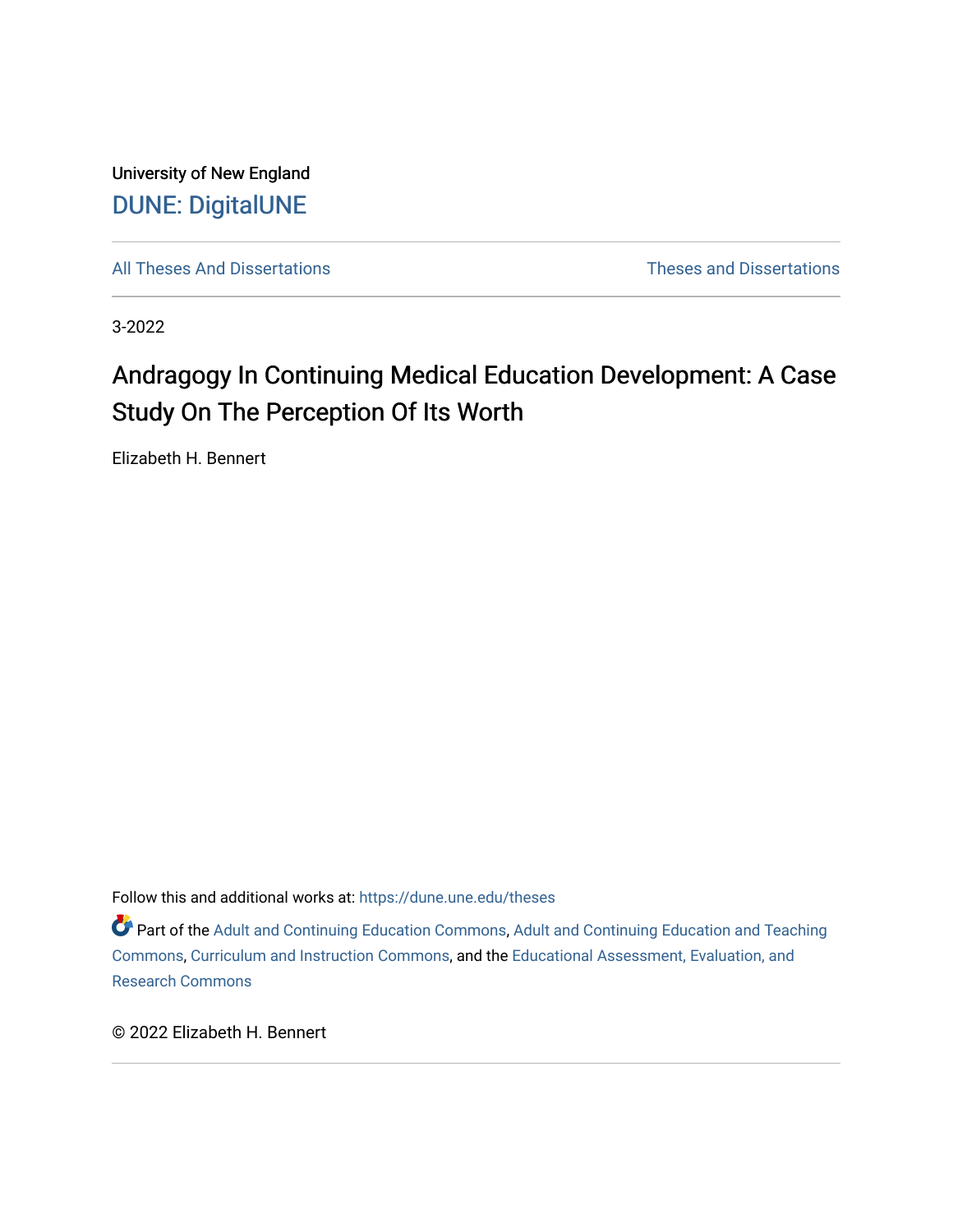University of New England

DUNE: DigitalUNE

All Theses And Dissertations | Theses and Dissertations

3-2022

# Andragogy In Continuing Medical Education Development: A Case Study On The Perception Of Its Worth

Elizabeth H. Bennert

Follow this and additional works at: https://dune.une.edu/theses

Part of the Adult and Continuing Education Commons, Adult and Continuing Education and Teaching Commons, Curriculum and Instruction Commons, and the Educational Assessment, Evaluation, and Research Commons

© 2022 Elizabeth H. Bennert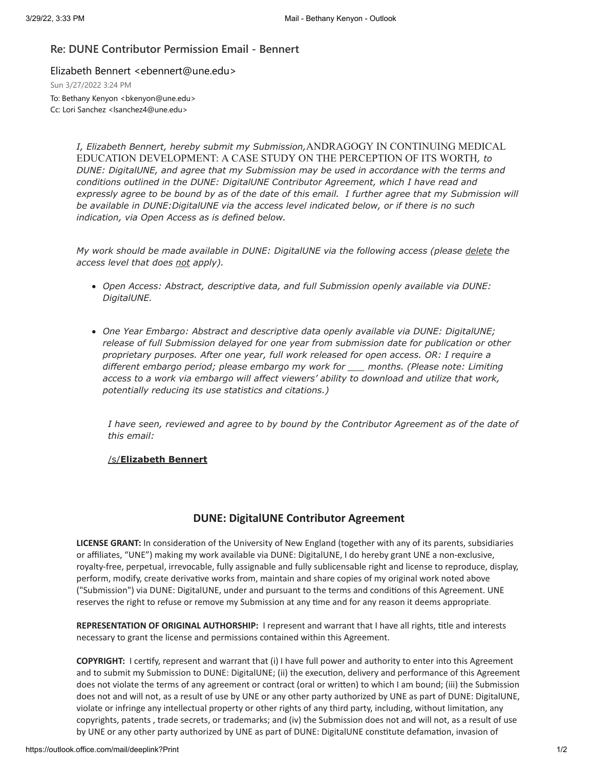## Re: DUNE Contributor Permission Email - Bennert

Elizabeth Bennert <ebennert@une.edu>

Sun 3/27/2022 3:24 PM

To: Bethany Kenyon <bkenyon@une.edu>
Cc: Lori Sanchez <lsanchez4@une.edu>

*I, Elizabeth Bennert, hereby submit my Submission,* ANDRAGOGY IN CONTINUING MEDICAL EDUCATION DEVELOPMENT: A CASE STUDY ON THE PERCEPTION OF ITS WORTH*, to DUNE: DigitalUNE, and agree that my Submission may be used in accordance with the terms and conditions outlined in the DUNE: DigitalUNE Contributor Agreement, which I have read and expressly agree to be bound by as of the date of this email. I further agree that my Submission will be available in DUNE:DigitalUNE via the access level indicated below, or if there is no such indication, via Open Access as is defined below.*

*My work should be made available in DUNE: DigitalUNE via the following access (please delete the access level that does not apply).*

- *Open Access: Abstract, descriptive data, and full Submission openly available via DUNE: DigitalUNE.*
- *One Year Embargo: Abstract and descriptive data openly available via DUNE: DigitalUNE; release of full Submission delayed for one year from submission date for publication or other proprietary purposes. After one year, full work released for open access. OR: I require a different embargo period; please embargo my work for ___ months. (Please note: Limiting access to a work via embargo will affect viewers' ability to download and utilize that work, potentially reducing its use statistics and citations.)*

*I have seen, reviewed and agree to by bound by the Contributor Agreement as of the date of this email:*

/s/**Elizabeth Bennert**

### DUNE: DigitalUNE Contributor Agreement

**LICENSE GRANT:** In consideration of the University of New England (together with any of its parents, subsidiaries or affiliates, "UNE") making my work available via DUNE: DigitalUNE, I do hereby grant UNE a non-exclusive, royalty-free, perpetual, irrevocable, fully assignable and fully sublicensable right and license to reproduce, display, perform, modify, create derivative works from, maintain and share copies of my original work noted above ("Submission") via DUNE: DigitalUNE, under and pursuant to the terms and conditions of this Agreement. UNE reserves the right to refuse or remove my Submission at any time and for any reason it deems appropriate.

**REPRESENTATION OF ORIGINAL AUTHORSHIP:** I represent and warrant that I have all rights, title and interests necessary to grant the license and permissions contained within this Agreement.

**COPYRIGHT:** I certify, represent and warrant that (i) I have full power and authority to enter into this Agreement and to submit my Submission to DUNE: DigitalUNE; (ii) the execution, delivery and performance of this Agreement does not violate the terms of any agreement or contract (oral or written) to which I am bound; (iii) the Submission does not and will not, as a result of use by UNE or any other party authorized by UNE as part of DUNE: DigitalUNE, violate or infringe any intellectual property or other rights of any third party, including, without limitation, any copyrights, patents , trade secrets, or trademarks; and (iv) the Submission does not and will not, as a result of use by UNE or any other party authorized by UNE as part of DUNE: DigitalUNE constitute defamation, invasion of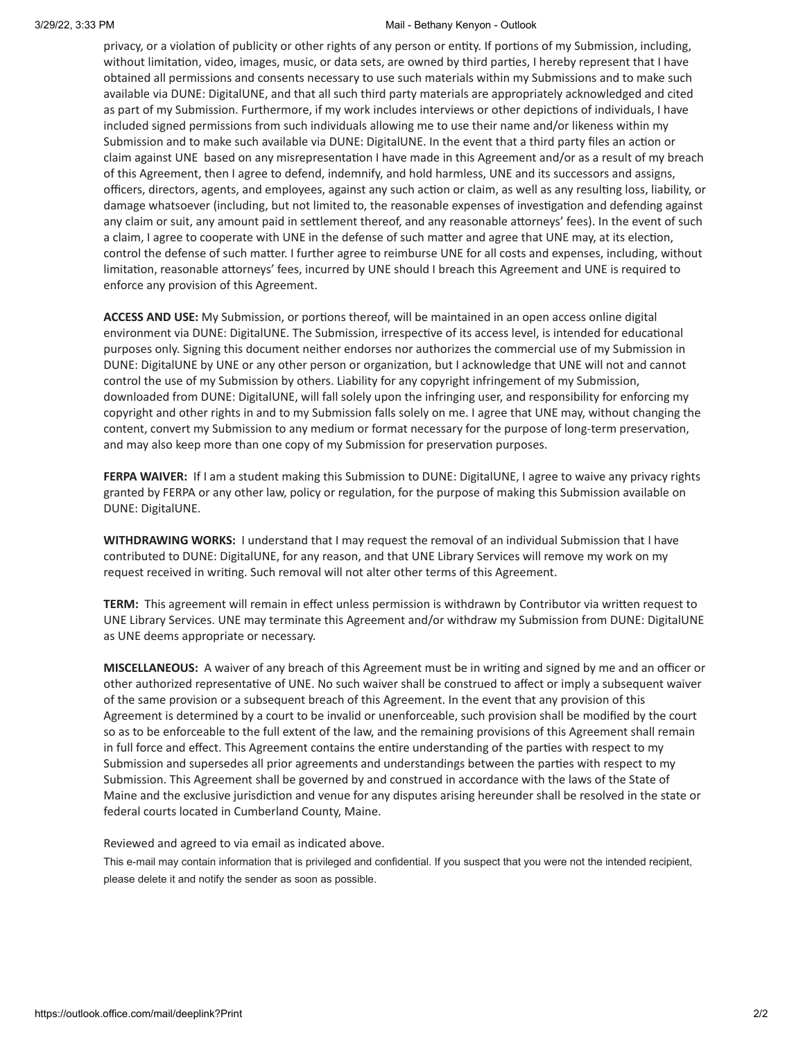privacy, or a violation of publicity or other rights of any person or entity. If portions of my Submission, including, without limitation, video, images, music, or data sets, are owned by third parties, I hereby represent that I have obtained all permissions and consents necessary to use such materials within my Submissions and to make such available via DUNE: DigitalUNE, and that all such third party materials are appropriately acknowledged and cited as part of my Submission. Furthermore, if my work includes interviews or other depictions of individuals, I have included signed permissions from such individuals allowing me to use their name and/or likeness within my Submission and to make such available via DUNE: DigitalUNE. In the event that a third party files an action or claim against UNE based on any misrepresentation I have made in this Agreement and/or as a result of my breach of this Agreement, then I agree to defend, indemnify, and hold harmless, UNE and its successors and assigns, officers, directors, agents, and employees, against any such action or claim, as well as any resulting loss, liability, or damage whatsoever (including, but not limited to, the reasonable expenses of investigation and defending against any claim or suit, any amount paid in settlement thereof, and any reasonable attorneys' fees). In the event of such a claim, I agree to cooperate with UNE in the defense of such matter and agree that UNE may, at its election, control the defense of such matter. I further agree to reimburse UNE for all costs and expenses, including, without limitation, reasonable attorneys' fees, incurred by UNE should I breach this Agreement and UNE is required to enforce any provision of this Agreement.

**ACCESS AND USE:** My Submission, or portions thereof, will be maintained in an open access online digital environment via DUNE: DigitalUNE. The Submission, irrespective of its access level, is intended for educational purposes only. Signing this document neither endorses nor authorizes the commercial use of my Submission in DUNE: DigitalUNE by UNE or any other person or organization, but I acknowledge that UNE will not and cannot control the use of my Submission by others. Liability for any copyright infringement of my Submission, downloaded from DUNE: DigitalUNE, will fall solely upon the infringing user, and responsibility for enforcing my copyright and other rights in and to my Submission falls solely on me. I agree that UNE may, without changing the content, convert my Submission to any medium or format necessary for the purpose of long-term preservation, and may also keep more than one copy of my Submission for preservation purposes.

**FERPA WAIVER:** If I am a student making this Submission to DUNE: DigitalUNE, I agree to waive any privacy rights granted by FERPA or any other law, policy or regulation, for the purpose of making this Submission available on DUNE: DigitalUNE.

**WITHDRAWING WORKS:** I understand that I may request the removal of an individual Submission that I have contributed to DUNE: DigitalUNE, for any reason, and that UNE Library Services will remove my work on my request received in writing. Such removal will not alter other terms of this Agreement.

**TERM:** This agreement will remain in effect unless permission is withdrawn by Contributor via written request to UNE Library Services. UNE may terminate this Agreement and/or withdraw my Submission from DUNE: DigitalUNE as UNE deems appropriate or necessary.

**MISCELLANEOUS:** A waiver of any breach of this Agreement must be in writing and signed by me and an officer or other authorized representative of UNE. No such waiver shall be construed to affect or imply a subsequent waiver of the same provision or a subsequent breach of this Agreement. In the event that any provision of this Agreement is determined by a court to be invalid or unenforceable, such provision shall be modified by the court so as to be enforceable to the full extent of the law, and the remaining provisions of this Agreement shall remain in full force and effect. This Agreement contains the entire understanding of the parties with respect to my Submission and supersedes all prior agreements and understandings between the parties with respect to my Submission. This Agreement shall be governed by and construed in accordance with the laws of the State of Maine and the exclusive jurisdiction and venue for any disputes arising hereunder shall be resolved in the state or federal courts located in Cumberland County, Maine.

Reviewed and agreed to via email as indicated above.

This e-mail may contain information that is privileged and confidential. If you suspect that you were not the intended recipient, please delete it and notify the sender as soon as possible.